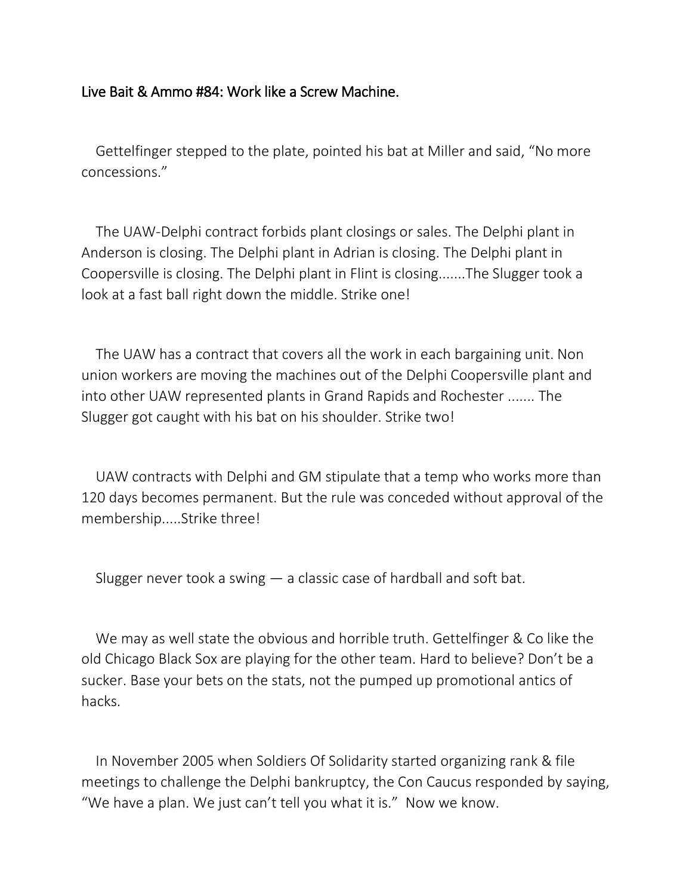## Live Bait & Ammo #84: Work like a Screw Machine.

Gettelfinger stepped to the plate, pointed his bat at Miller and said, "No more concessions."

The UAW-Delphi contract forbids plant closings or sales. The Delphi plant in Anderson is closing. The Delphi plant in Adrian is closing. The Delphi plant in Coopersville is closing. The Delphi plant in Flint is closing.......The Slugger took a look at a fast ball right down the middle. Strike one!

The UAW has a contract that covers all the work in each bargaining unit. Non union workers are moving the machines out of the Delphi Coopersville plant and into other UAW represented plants in Grand Rapids and Rochester ....... The Slugger got caught with his bat on his shoulder. Strike two!

UAW contracts with Delphi and GM stipulate that a temp who works more than 120 days becomes permanent. But the rule was conceded without approval of the membership.....Strike three!

Slugger never took a swing — a classic case of hardball and soft bat.

We may as well state the obvious and horrible truth. Gettelfinger & Co like the old Chicago Black Sox are playing for the other team. Hard to believe? Don't be a sucker. Base your bets on the stats, not the pumped up promotional antics of hacks.

In November 2005 when Soldiers Of Solidarity started organizing rank & file meetings to challenge the Delphi bankruptcy, the Con Caucus responded by saying, "We have a plan. We just can't tell you what it is." Now we know.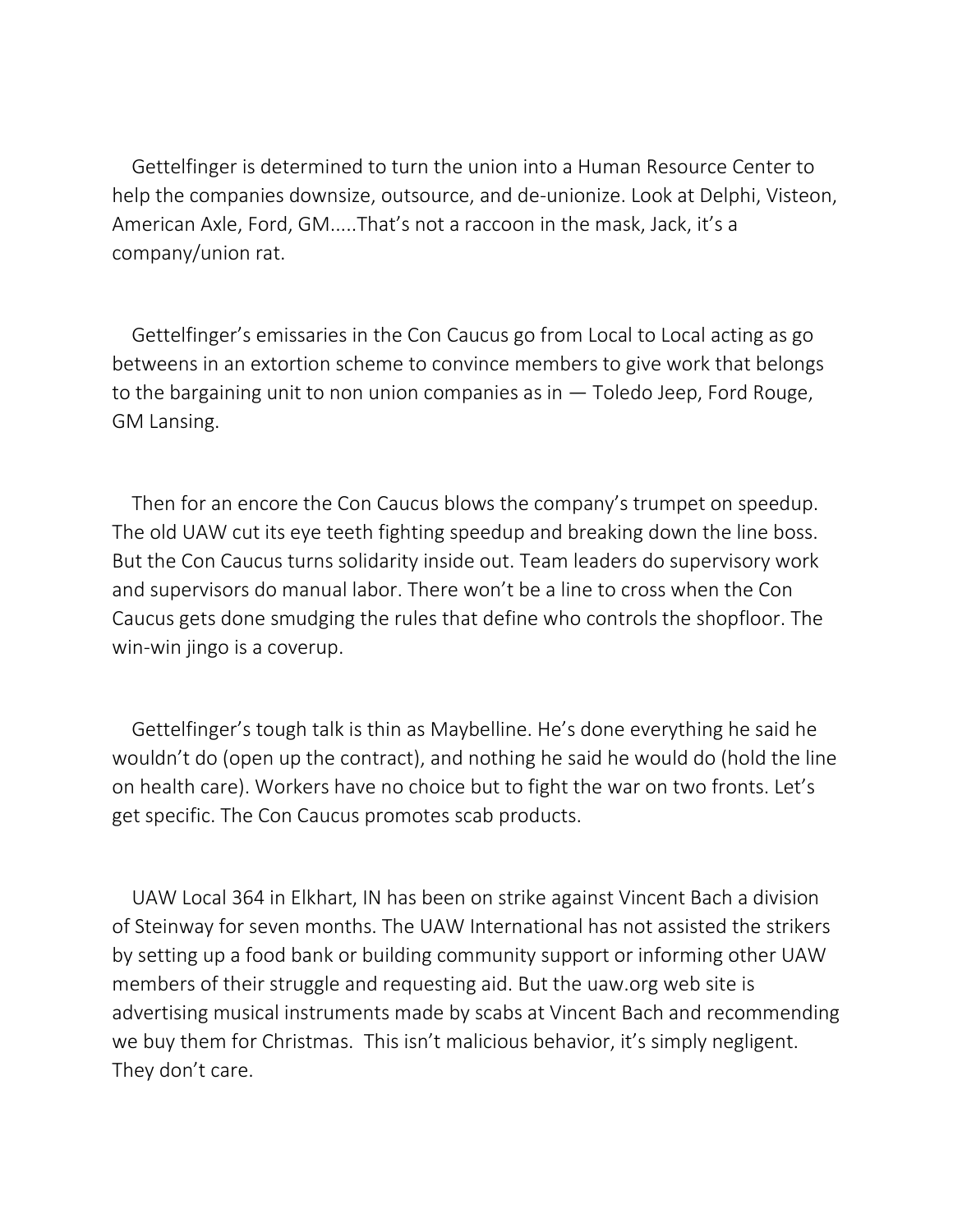Gettelfinger is determined to turn the union into a Human Resource Center to help the companies downsize, outsource, and de-unionize. Look at Delphi, Visteon, American Axle, Ford, GM.....That's not a raccoon in the mask, Jack, it's a company/union rat.

Gettelfinger's emissaries in the Con Caucus go from Local to Local acting as go betweens in an extortion scheme to convince members to give work that belongs to the bargaining unit to non union companies as in — Toledo Jeep, Ford Rouge, GM Lansing.

Then for an encore the Con Caucus blows the company's trumpet on speedup. The old UAW cut its eye teeth fighting speedup and breaking down the line boss. But the Con Caucus turns solidarity inside out. Team leaders do supervisory work and supervisors do manual labor. There won't be a line to cross when the Con Caucus gets done smudging the rules that define who controls the shopfloor. The win-win jingo is a coverup.

Gettelfinger's tough talk is thin as Maybelline. He's done everything he said he wouldn't do (open up the contract), and nothing he said he would do (hold the line on health care). Workers have no choice but to fight the war on two fronts. Let's get specific. The Con Caucus promotes scab products.

UAW Local 364 in Elkhart, IN has been on strike against Vincent Bach a division of Steinway for seven months. The UAW International has not assisted the strikers by setting up a food bank or building community support or informing other UAW members of their struggle and requesting aid. But the uaw.org web site is advertising musical instruments made by scabs at Vincent Bach and recommending we buy them for Christmas. This isn't malicious behavior, it's simply negligent. They don't care.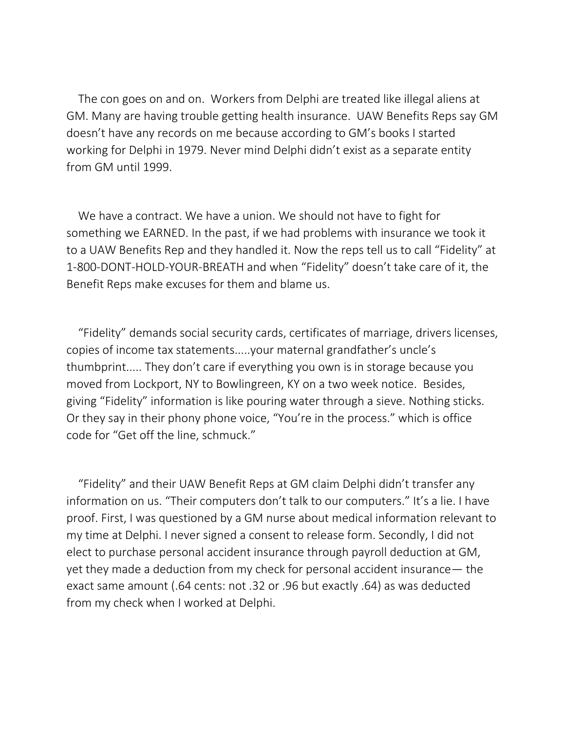The con goes on and on. Workers from Delphi are treated like illegal aliens at GM. Many are having trouble getting health insurance. UAW Benefits Reps say GM doesn't have any records on me because according to GM's books I started working for Delphi in 1979. Never mind Delphi didn't exist as a separate entity from GM until 1999.

We have a contract. We have a union. We should not have to fight for something we EARNED. In the past, if we had problems with insurance we took it to a UAW Benefits Rep and they handled it. Now the reps tell us to call "Fidelity" at 1-800-DONT-HOLD-YOUR-BREATH and when "Fidelity" doesn't take care of it, the Benefit Reps make excuses for them and blame us.

"Fidelity" demands social security cards, certificates of marriage, drivers licenses, copies of income tax statements.....your maternal grandfather's uncle's thumbprint..... They don't care if everything you own is in storage because you moved from Lockport, NY to Bowlingreen, KY on a two week notice. Besides, giving "Fidelity" information is like pouring water through a sieve. Nothing sticks. Or they say in their phony phone voice, "You're in the process." which is office code for "Get off the line, schmuck."

"Fidelity" and their UAW Benefit Reps at GM claim Delphi didn't transfer any information on us. "Their computers don't talk to our computers." It's a lie. I have proof. First, I was questioned by a GM nurse about medical information relevant to my time at Delphi. I never signed a consent to release form. Secondly, I did not elect to purchase personal accident insurance through payroll deduction at GM, yet they made a deduction from my check for personal accident insurance— the exact same amount (.64 cents: not .32 or .96 but exactly .64) as was deducted from my check when I worked at Delphi.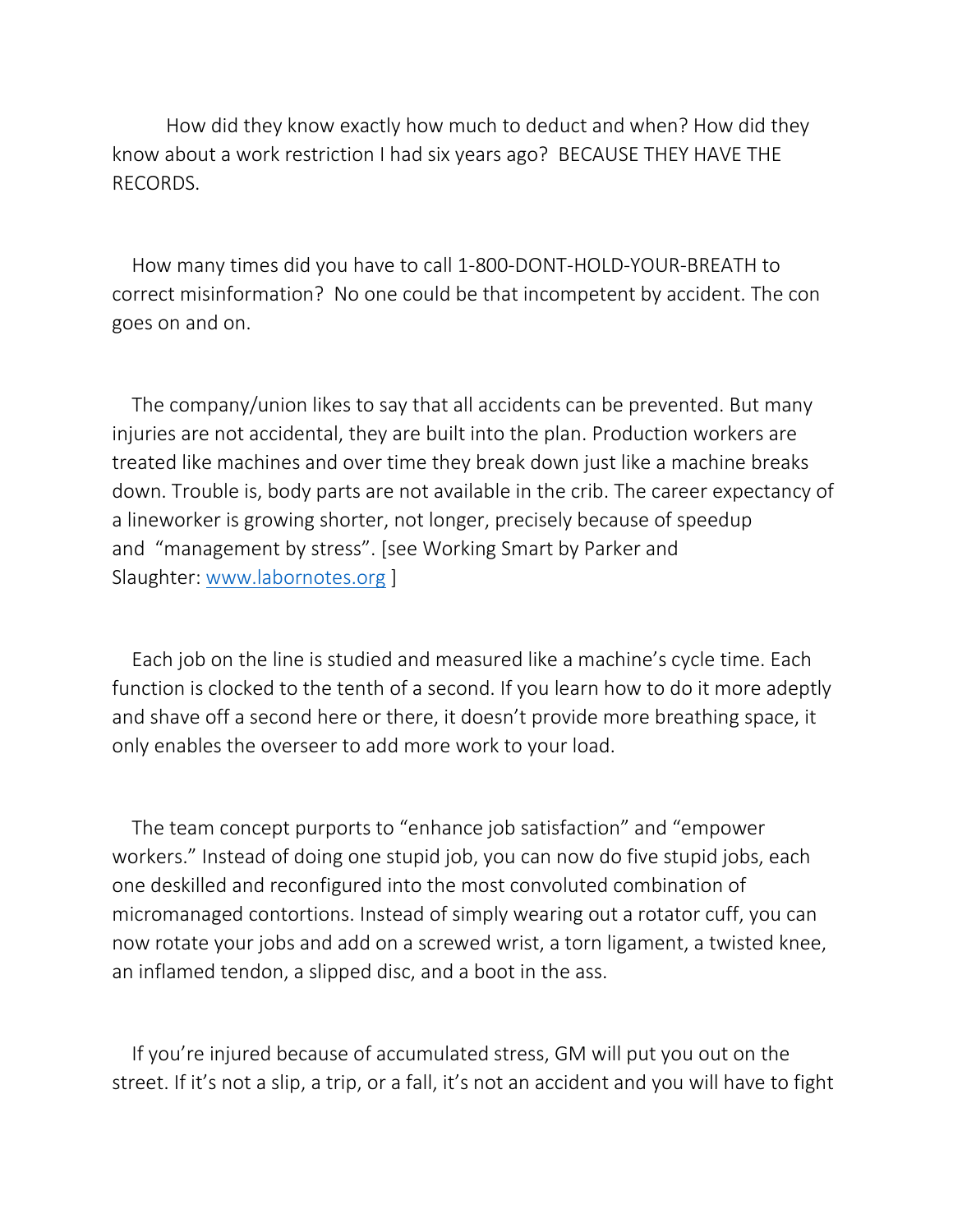How did they know exactly how much to deduct and when? How did they know about a work restriction I had six years ago? BECAUSE THEY HAVE THE RECORDS.

How many times did you have to call 1-800-DONT-HOLD-YOUR-BREATH to correct misinformation? No one could be that incompetent by accident. The con goes on and on.

The company/union likes to say that all accidents can be prevented. But many injuries are not accidental, they are built into the plan. Production workers are treated like machines and over time they break down just like a machine breaks down. Trouble is, body parts are not available in the crib. The career expectancy of a lineworker is growing shorter, not longer, precisely because of speedup and "management by stress". [see Working Smart by Parker and Slaughter: [www.labornotes.org](http://www.labornotes.org) ]

Each job on the line is studied and measured like a machine's cycle time. Each function is clocked to the tenth of a second. If you learn how to do it more adeptly and shave off a second here or there, it doesn't provide more breathing space, it only enables the overseer to add more work to your load.

The team concept purports to "enhance job satisfaction" and "empower workers." Instead of doing one stupid job, you can now do five stupid jobs, each one deskilled and reconfigured into the most convoluted combination of micromanaged contortions. Instead of simply wearing out a rotator cuff, you can now rotate your jobs and add on a screwed wrist, a torn ligament, a twisted knee, an inflamed tendon, a slipped disc, and a boot in the ass.

If you're injured because of accumulated stress, GM will put you out on the street. If it's not a slip, a trip, or a fall, it's not an accident and you will have to fight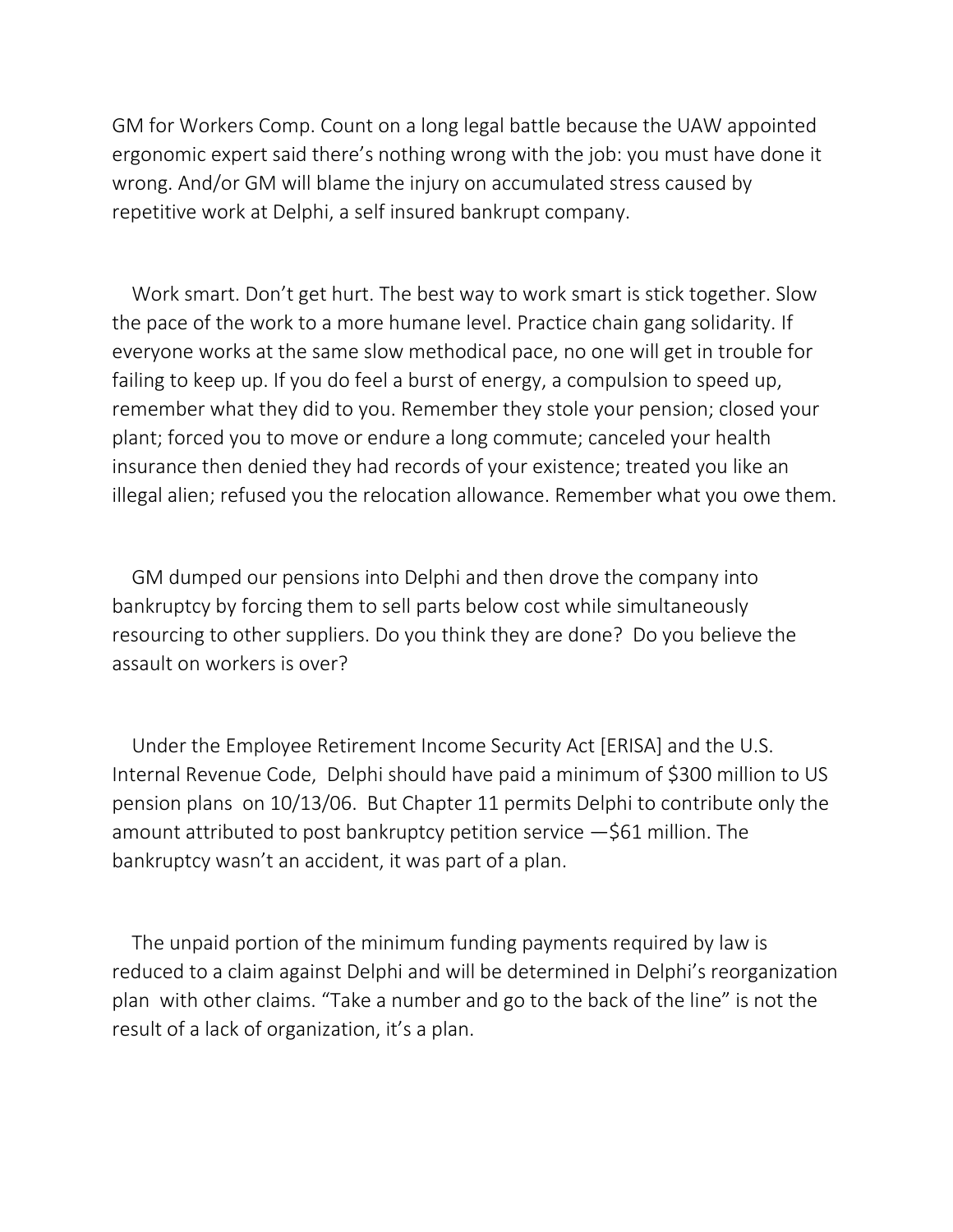GM for Workers Comp. Count on a long legal battle because the UAW appointed ergonomic expert said there's nothing wrong with the job: you must have done it wrong. And/or GM will blame the injury on accumulated stress caused by repetitive work at Delphi, a self insured bankrupt company.

Work smart. Don't get hurt. The best way to work smart is stick together. Slow the pace of the work to a more humane level. Practice chain gang solidarity. If everyone works at the same slow methodical pace, no one will get in trouble for failing to keep up. If you do feel a burst of energy, a compulsion to speed up, remember what they did to you. Remember they stole your pension; closed your plant; forced you to move or endure a long commute; canceled your health insurance then denied they had records of your existence; treated you like an illegal alien; refused you the relocation allowance. Remember what you owe them.

GM dumped our pensions into Delphi and then drove the company into bankruptcy by forcing them to sell parts below cost while simultaneously resourcing to other suppliers. Do you think they are done? Do you believe the assault on workers is over?

Under the Employee Retirement Income Security Act [ERISA] and the U.S. Internal Revenue Code, Delphi should have paid a minimum of $300 million to US pension plans on 10/13/06. But Chapter 11 permits Delphi to contribute only the amount attributed to post bankruptcy petition service —$61 million. The bankruptcy wasn't an accident, it was part of a plan.

The unpaid portion of the minimum funding payments required by law is reduced to a claim against Delphi and will be determined in Delphi's reorganization plan with other claims. "Take a number and go to the back of the line" is not the result of a lack of organization, it's a plan.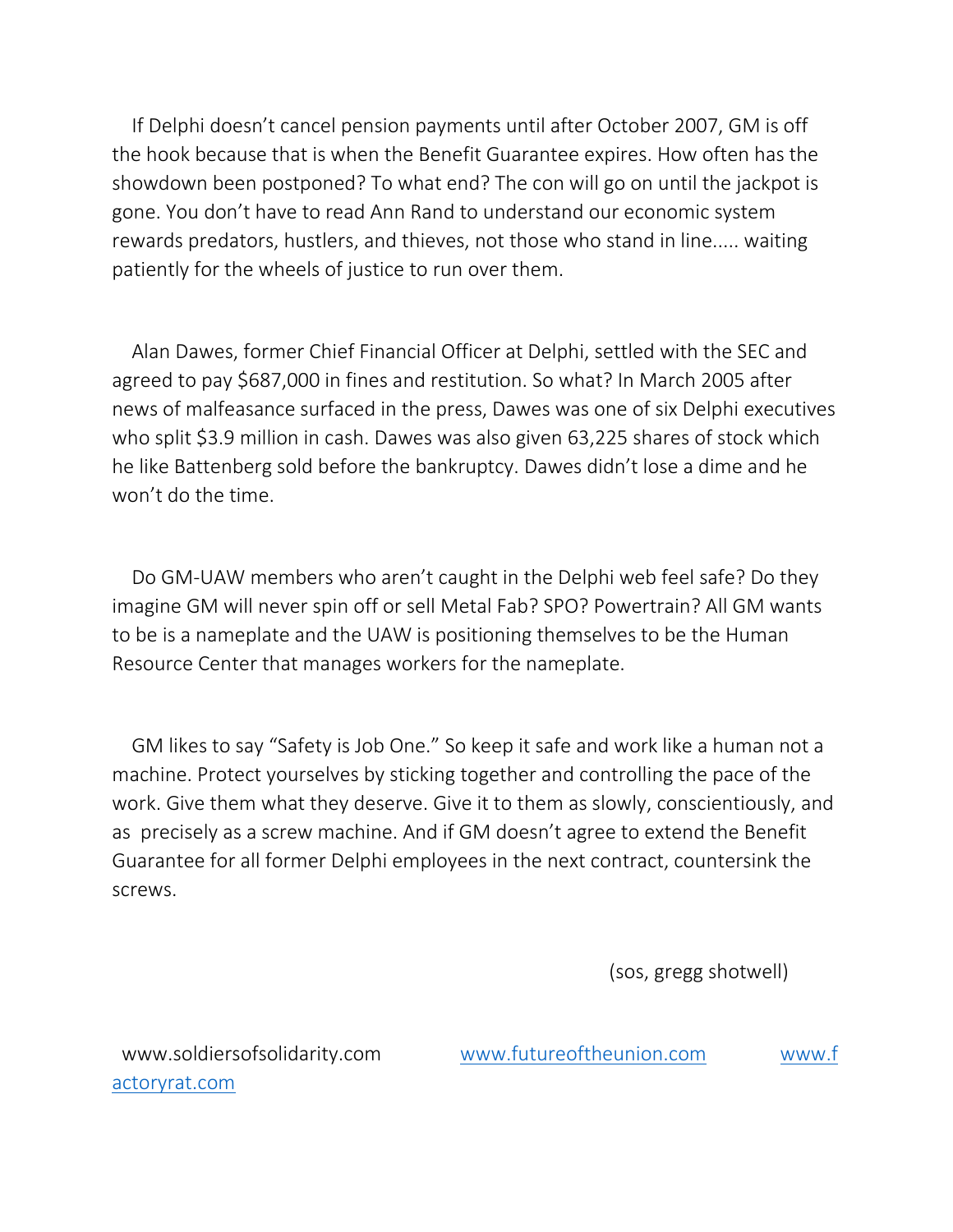If Delphi doesn't cancel pension payments until after October 2007, GM is off the hook because that is when the Benefit Guarantee expires. How often has the showdown been postponed? To what end? The con will go on until the jackpot is gone. You don't have to read Ann Rand to understand our economic system rewards predators, hustlers, and thieves, not those who stand in line..... waiting patiently for the wheels of justice to run over them.

Alan Dawes, former Chief Financial Officer at Delphi, settled with the SEC and agreed to pay $687,000 in fines and restitution. So what? In March 2005 after news of malfeasance surfaced in the press, Dawes was one of six Delphi executives who split $3.9 million in cash. Dawes was also given 63,225 shares of stock which he like Battenberg sold before the bankruptcy. Dawes didn't lose a dime and he won't do the time.

Do GM-UAW members who aren't caught in the Delphi web feel safe? Do they imagine GM will never spin off or sell Metal Fab? SPO? Powertrain? All GM wants to be is a nameplate and the UAW is positioning themselves to be the Human Resource Center that manages workers for the nameplate.

GM likes to say "Safety is Job One." So keep it safe and work like a human not a machine. Protect yourselves by sticking together and controlling the pace of the work. Give them what they deserve. Give it to them as slowly, conscientiously, and as precisely as a screw machine. And if GM doesn't agree to extend the Benefit Guarantee for all former Delphi employees in the next contract, countersink the screws.

(sos, gregg shotwell)

www.soldiersofsolidarity.com www.futureoftheunion.com www.factoryrat.com